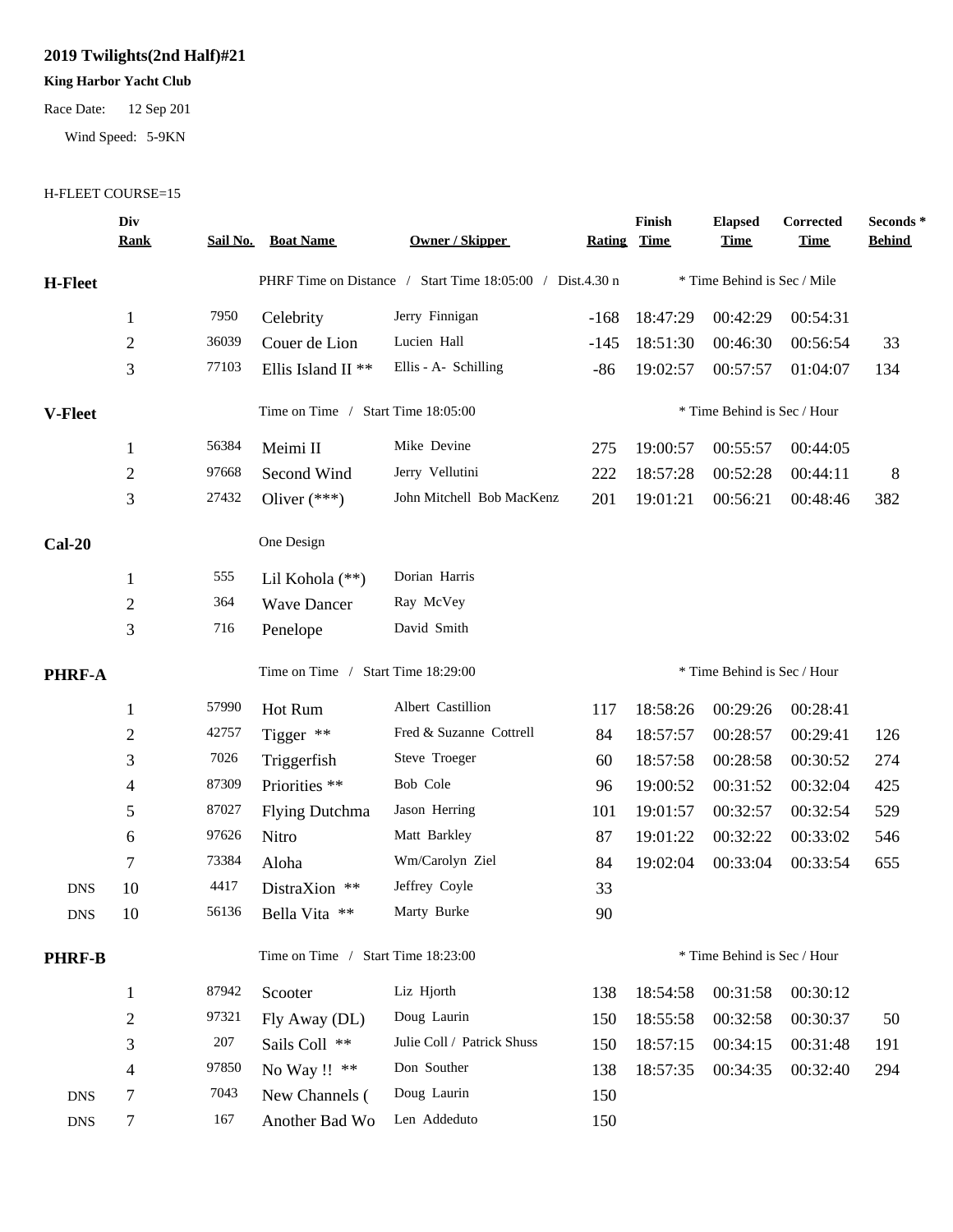# 2019 Twilights(2nd Half)#21

**King Harbor Yacht Club**

Race Date: 12 Sep 201

Wind Speed: 5-9KN

H-FLEET COURSE=15

| | Div Rank | Sail No. | Boat Name | Owner / Skipper | Rating | Finish Time | Elapsed Time | Corrected Time | Seconds * Behind |
|---|---|---|---|---|---|---|---|---|---|
| **H-Fleet** | | | PHRF Time on Distance / Start Time 18:05:00 / Dist.4.30 n | | | | * Time Behind is Sec / Mile | | |
| | 1 | 7950 | Celebrity | Jerry Finnigan | -168 | 18:47:29 | 00:42:29 | 00:54:31 | |
| | 2 | 36039 | Couer de Lion | Lucien Hall | -145 | 18:51:30 | 00:46:30 | 00:56:54 | 33 |
| | 3 | 77103 | Ellis Island II ** | Ellis - A- Schilling | -86 | 19:02:57 | 00:57:57 | 01:04:07 | 134 |
| **V-Fleet** | | | Time on Time / Start Time 18:05:00 | | | | * Time Behind is Sec / Hour | | |
| | 1 | 56384 | Meimi II | Mike Devine | 275 | 19:00:57 | 00:55:57 | 00:44:05 | |
| | 2 | 97668 | Second Wind | Jerry Vellutini | 222 | 18:57:28 | 00:52:28 | 00:44:11 | 8 |
| | 3 | 27432 | Oliver (***) | John Mitchell Bob MacKenz | 201 | 19:01:21 | 00:56:21 | 00:48:46 | 382 |
| **Cal-20** | | | One Design | | | | | | |
| | 1 | 555 | Lil Kohola (**) | Dorian Harris | | | | | |
| | 2 | 364 | Wave Dancer | Ray McVey | | | | | |
| | 3 | 716 | Penelope | David Smith | | | | | |
| **PHRF-A** | | | Time on Time / Start Time 18:29:00 | | | | * Time Behind is Sec / Hour | | |
| | 1 | 57990 | Hot Rum | Albert Castillion | 117 | 18:58:26 | 00:29:26 | 00:28:41 | |
| | 2 | 42757 | Tigger ** | Fred & Suzanne Cottrell | 84 | 18:57:57 | 00:28:57 | 00:29:41 | 126 |
| | 3 | 7026 | Triggerfish | Steve Troeger | 60 | 18:57:58 | 00:28:58 | 00:30:52 | 274 |
| | 4 | 87309 | Priorities ** | Bob Cole | 96 | 19:00:52 | 00:31:52 | 00:32:04 | 425 |
| | 5 | 87027 | Flying Dutchma | Jason Herring | 101 | 19:01:57 | 00:32:57 | 00:32:54 | 529 |
| | 6 | 97626 | Nitro | Matt Barkley | 87 | 19:01:22 | 00:32:22 | 00:33:02 | 546 |
| | 7 | 73384 | Aloha | Wm/Carolyn Ziel | 84 | 19:02:04 | 00:33:04 | 00:33:54 | 655 |
| DNS | 10 | 4417 | DistraXion ** | Jeffrey Coyle | 33 | | | | |
| DNS | 10 | 56136 | Bella Vita ** | Marty Burke | 90 | | | | |
| **PHRF-B** | | | Time on Time / Start Time 18:23:00 | | | | * Time Behind is Sec / Hour | | |
| | 1 | 87942 | Scooter | Liz Hjorth | 138 | 18:54:58 | 00:31:58 | 00:30:12 | |
| | 2 | 97321 | Fly Away (DL) | Doug Laurin | 150 | 18:55:58 | 00:32:58 | 00:30:37 | 50 |
| | 3 | 207 | Sails Coll ** | Julie Coll / Patrick Shuss | 150 | 18:57:15 | 00:34:15 | 00:31:48 | 191 |
| | 4 | 97850 | No Way !! ** | Don Souther | 138 | 18:57:35 | 00:34:35 | 00:32:40 | 294 |
| DNS | 7 | 7043 | New Channels ( | Doug Laurin | 150 | | | | |
| DNS | 7 | 167 | Another Bad Wo | Len Addeduto | 150 | | | | |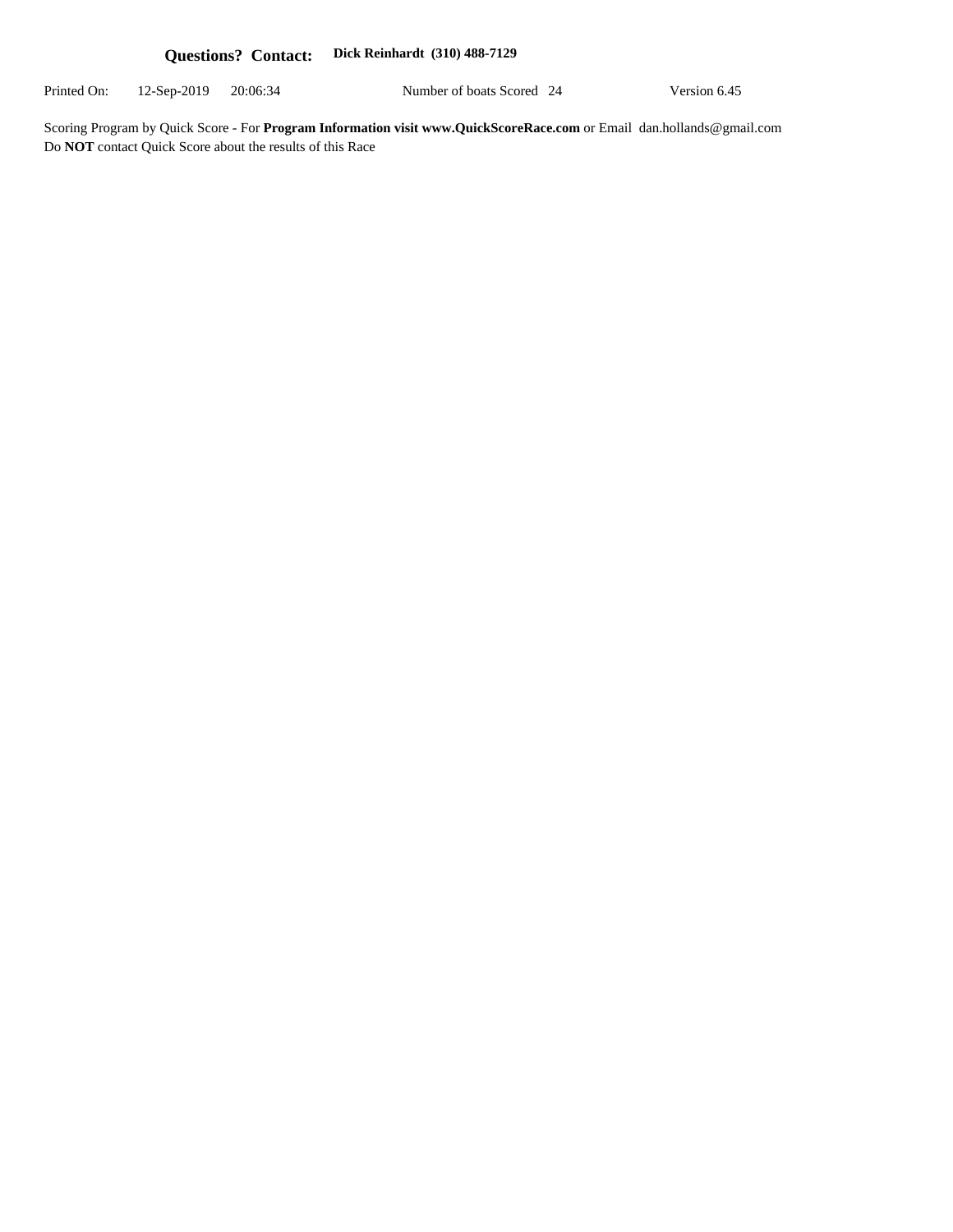**Questions? Contact:** **Dick Reinhardt (310) 488-7129**

Printed On: 12-Sep-2019 20:06:34 Number of boats Scored 24 Version 6.45

Scoring Program by Quick Score - For **Program Information visit www.QuickScoreRace.com** or Email dan.hollands@gmail.com
Do **NOT** contact Quick Score about the results of this Race